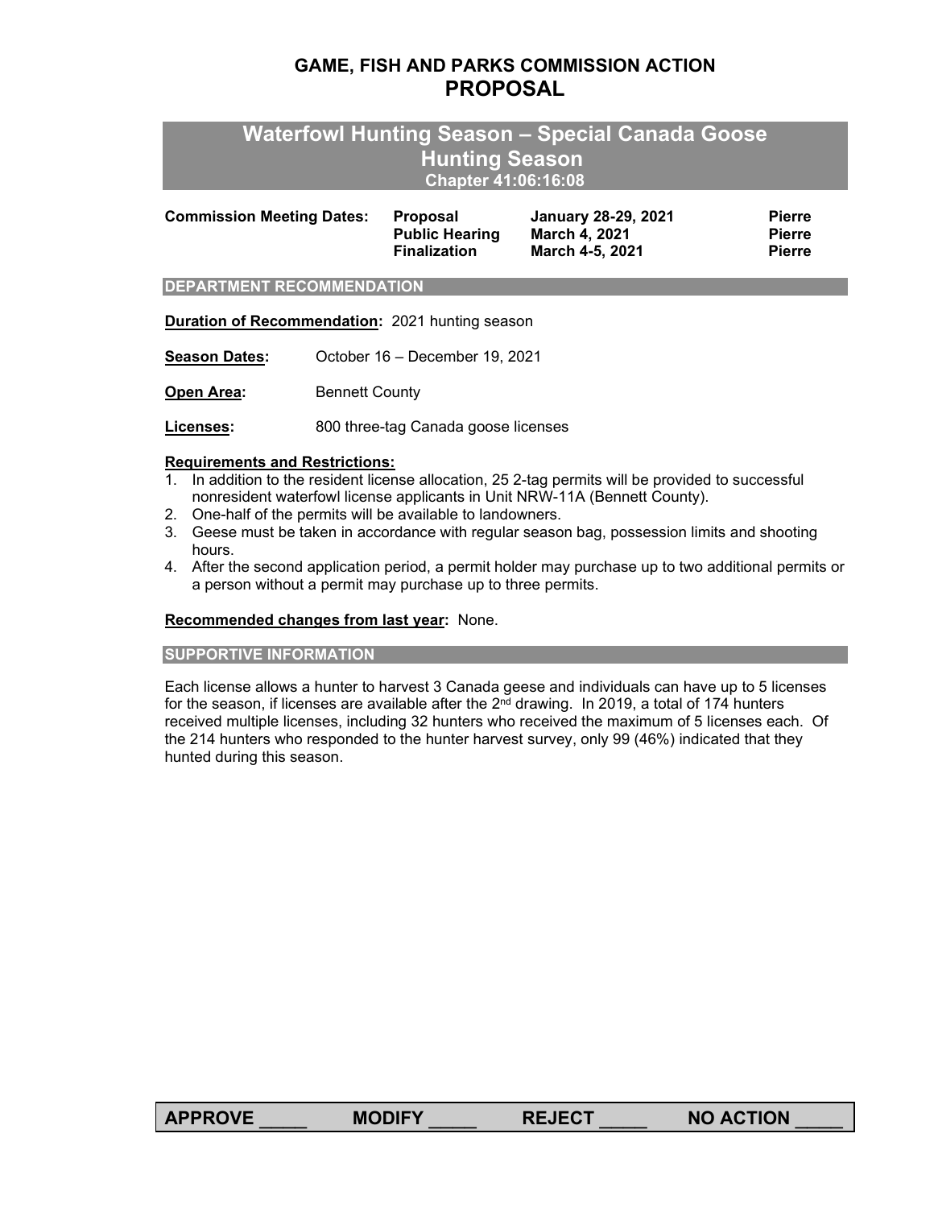# GAME, FISH AND PARKS COMMISSION ACTION
# PROPOSAL

## Waterfowl Hunting Season – Special Canada Goose Hunting Season
**Chapter 41:06:16:08**

| **Commission Meeting Dates:** | **Proposal** | **January 28-29, 2021** | **Pierre** |
|---|---|---|---|
| | **Public Hearing** | **March 4, 2021** | **Pierre** |
| | **Finalization** | **March 4-5, 2021** | **Pierre** |

### DEPARTMENT RECOMMENDATION

**Duration of Recommendation:** 2021 hunting season

**Season Dates:** October 16 – December 19, 2021

**Open Area:** Bennett County

**Licenses:** 800 three-tag Canada goose licenses

**Requirements and Restrictions:**

1. In addition to the resident license allocation, 25 2-tag permits will be provided to successful nonresident waterfowl license applicants in Unit NRW-11A (Bennett County).
2. One-half of the permits will be available to landowners.
3. Geese must be taken in accordance with regular season bag, possession limits and shooting hours.
4. After the second application period, a permit holder may purchase up to two additional permits or a person without a permit may purchase up to three permits.

**Recommended changes from last year:** None.

### SUPPORTIVE INFORMATION

Each license allows a hunter to harvest 3 Canada geese and individuals can have up to 5 licenses for the season, if licenses are available after the 2nd drawing. In 2019, a total of 174 hunters received multiple licenses, including 32 hunters who received the maximum of 5 licenses each. Of the 214 hunters who responded to the hunter harvest survey, only 99 (46%) indicated that they hunted during this season.

**APPROVE \_\_\_\_\_ MODIFY \_\_\_\_\_ REJECT \_\_\_\_\_ NO ACTION \_\_\_\_\_**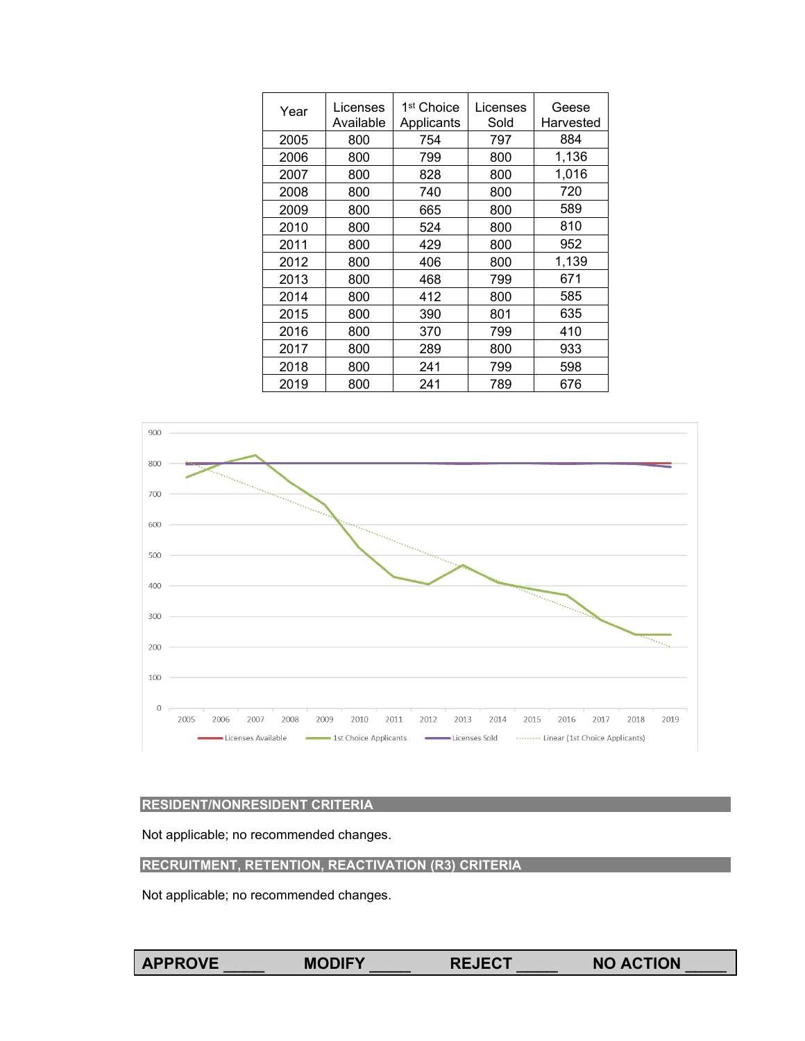| Year | Licenses Available | 1st Choice Applicants | Licenses Sold | Geese Harvested |
|---|---|---|---|---|
| 2005 | 800 | 754 | 797 | 884 |
| 2006 | 800 | 799 | 800 | 1,136 |
| 2007 | 800 | 828 | 800 | 1,016 |
| 2008 | 800 | 740 | 800 | 720 |
| 2009 | 800 | 665 | 800 | 589 |
| 2010 | 800 | 524 | 800 | 810 |
| 2011 | 800 | 429 | 800 | 952 |
| 2012 | 800 | 406 | 800 | 1,139 |
| 2013 | 800 | 468 | 799 | 671 |
| 2014 | 800 | 412 | 800 | 585 |
| 2015 | 800 | 390 | 801 | 635 |
| 2016 | 800 | 370 | 799 | 410 |
| 2017 | 800 | 289 | 800 | 933 |
| 2018 | 800 | 241 | 799 | 598 |
| 2019 | 800 | 241 | 789 | 676 |

900
800
700
600
500
400
300
200
100
0

2005 2006 2007 2008 2009 2010 2011 2012 2013 2014 2015 2016 2017 2018 2019

Licenses Available
1st Choice Applicants
Licenses Sold
Linear (1st Choice Applicants)

## RESIDENT/NONRESIDENT CRITERIA

Not applicable; no recommended changes.

## RECRUITMENT, RETENTION, REACTIVATION (R3) CRITERIA

Not applicable; no recommended changes.

**APPROVE _____ MODIFY _____ REJECT _____ NO ACTION _____**